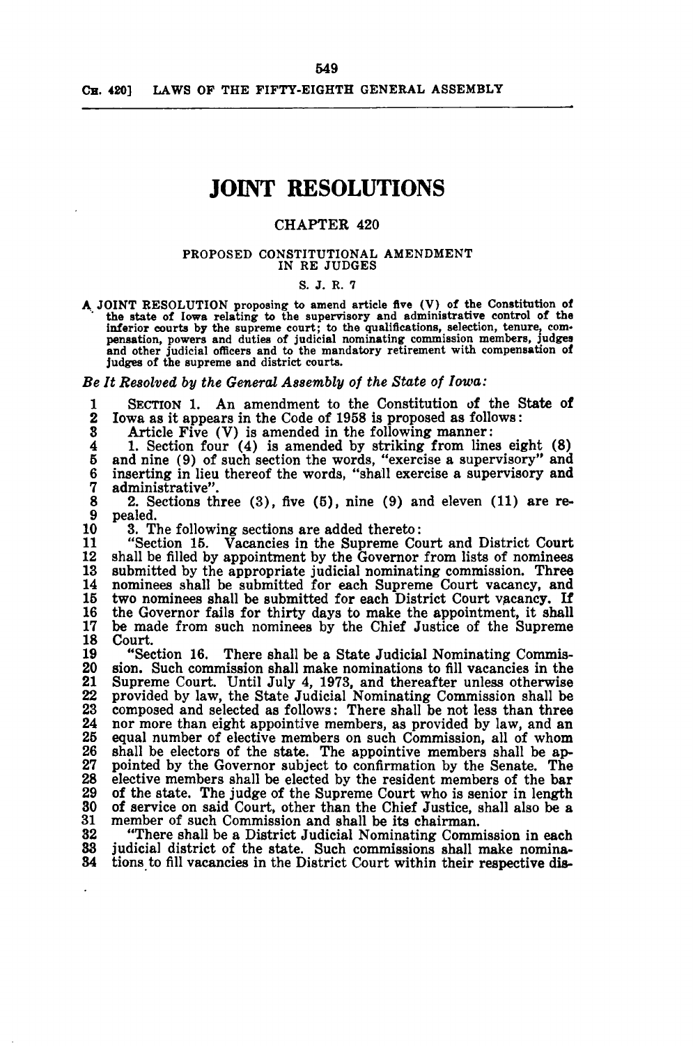# JOINT RESOLUTIONS

## CHAPTER 420

### PROPOSED CONSTITUTIONAL AMENDMENT IN RE JUDGES

S. J. R. 7

A JOINT RESOLUTION proposing to amend article five (V) of the Constitution of the state of Iowa relating to the supervisory and administrative control of the inferior courts by the supreme court; to the qualifications, selection, tenure, compensation, powers and duties of judicial nominating commission members, judges and other judicial officers and to the mandatory retirement with compensation of judges of the supreme and district courts.

*Be It Resolved by the General Assembly of the State of Iowa:*

1 SECTION 1. An amendment to the Constitution of the State of
2 Iowa as it appears in the Code of 1958 is proposed as follows:
3 Article Five (V) is amended in the following manner:
4 1. Section four (4) is amended by striking from lines eight (8)
5 and nine (9) of such section the words, "exercise a supervisory" and
6 inserting in lieu thereof the words, "shall exercise a supervisory and
7 administrative".
8 2. Sections three (3), five (5), nine (9) and eleven (11) are re-
9 pealed.
10 3. The following sections are added thereto:
11 "Section 15. Vacancies in the Supreme Court and District Court
12 shall be filled by appointment by the Governor from lists of nominees
13 submitted by the appropriate judicial nominating commission. Three
14 nominees shall be submitted for each Supreme Court vacancy, and
15 two nominees shall be submitted for each District Court vacancy. If
16 the Governor fails for thirty days to make the appointment, it shall
17 be made from such nominees by the Chief Justice of the Supreme
18 Court.
19 "Section 16. There shall be a State Judicial Nominating Commis-
20 sion. Such commission shall make nominations to fill vacancies in the
21 Supreme Court. Until July 4, 1973, and thereafter unless otherwise
22 provided by law, the State Judicial Nominating Commission shall be
23 composed and selected as follows: There shall be not less than three
24 nor more than eight appointive members, as provided by law, and an
25 equal number of elective members on such Commission, all of whom
26 shall be electors of the state. The appointive members shall be ap-
27 pointed by the Governor subject to confirmation by the Senate. The
28 elective members shall be elected by the resident members of the bar
29 of the state. The judge of the Supreme Court who is senior in length
30 of service on said Court, other than the Chief Justice, shall also be a
31 member of such Commission and shall be its chairman.
32 "There shall be a District Judicial Nominating Commission in each
33 judicial district of the state. Such commissions shall make nomina-
34 tions to fill vacancies in the District Court within their respective dis-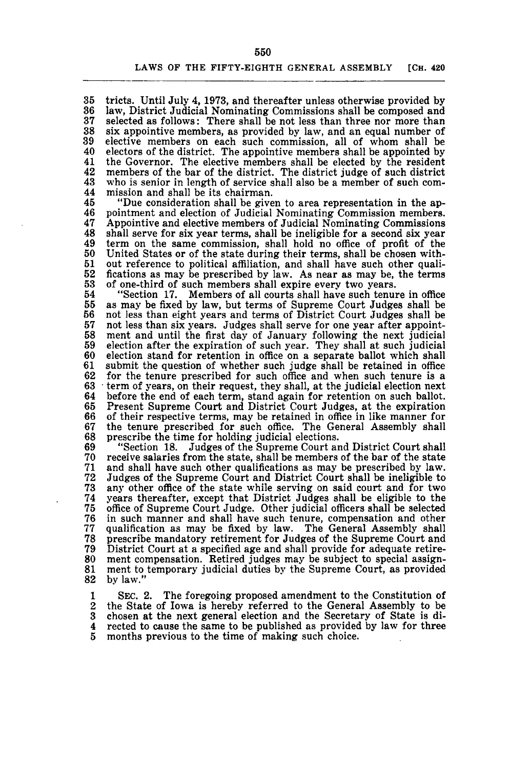tricts. Until July 4, 1973, and thereafter unless otherwise provided by law, District Judicial Nominating Commissions shall be composed and selected as follows: There shall be not less than three nor more than six appointive members, as provided by law, and an equal number of elective members on each such commission, all of whom shall be electors of the district. The appointive members shall be appointed by the Governor. The elective members shall be elected by the resident members of the bar of the district. The district judge of such district who is senior in length of service shall also be a member of such commission and shall be its chairman.

"Due consideration shall be given to area representation in the appointment and election of Judicial Nominating Commission members. Appointive and elective members of Judicial Nominating Commissions shall serve for six year terms, shall be ineligible for a second six year term on the same commission, shall hold no office of profit of the United States or of the state during their terms, shall be chosen without reference to political affiliation, and shall have such other qualifications as may be prescribed by law. As near as may be, the terms of one-third of such members shall expire every two years.

"Section 17. Members of all courts shall have such tenure in office as may be fixed by law, but terms of Supreme Court Judges shall be not less than eight years and terms of District Court Judges shall be not less than six years. Judges shall serve for one year after appointment and until the first day of January following the next judicial election after the expiration of such year. They shall at such judicial election stand for retention in office on a separate ballot which shall submit the question of whether such judge shall be retained in office for the tenure prescribed for such office and when such tenure is a term of years, on their request, they shall, at the judicial election next before the end of each term, stand again for retention on such ballot. Present Supreme Court and District Court Judges, at the expiration of their respective terms, may be retained in office in like manner for the tenure prescribed for such office. The General Assembly shall prescribe the time for holding judicial elections.

"Section 18. Judges of the Supreme Court and District Court shall receive salaries from the state, shall be members of the bar of the state and shall have such other qualifications as may be prescribed by law. Judges of the Supreme Court and District Court shall be ineligible to any other office of the state while serving on said court and for two years thereafter, except that District Judges shall be eligible to the office of Supreme Court Judge. Other judicial officers shall be selected in such manner and shall have such tenure, compensation and other qualification as may be fixed by law. The General Assembly shall prescribe mandatory retirement for Judges of the Supreme Court and District Court at a specified age and shall provide for adequate retirement compensation. Retired judges may be subject to special assignment to temporary judicial duties by the Supreme Court, as provided by law."

SEC. 2. The foregoing proposed amendment to the Constitution of the State of Iowa is hereby referred to the General Assembly to be chosen at the next general election and the Secretary of State is directed to cause the same to be published as provided by law for three months previous to the time of making such choice.